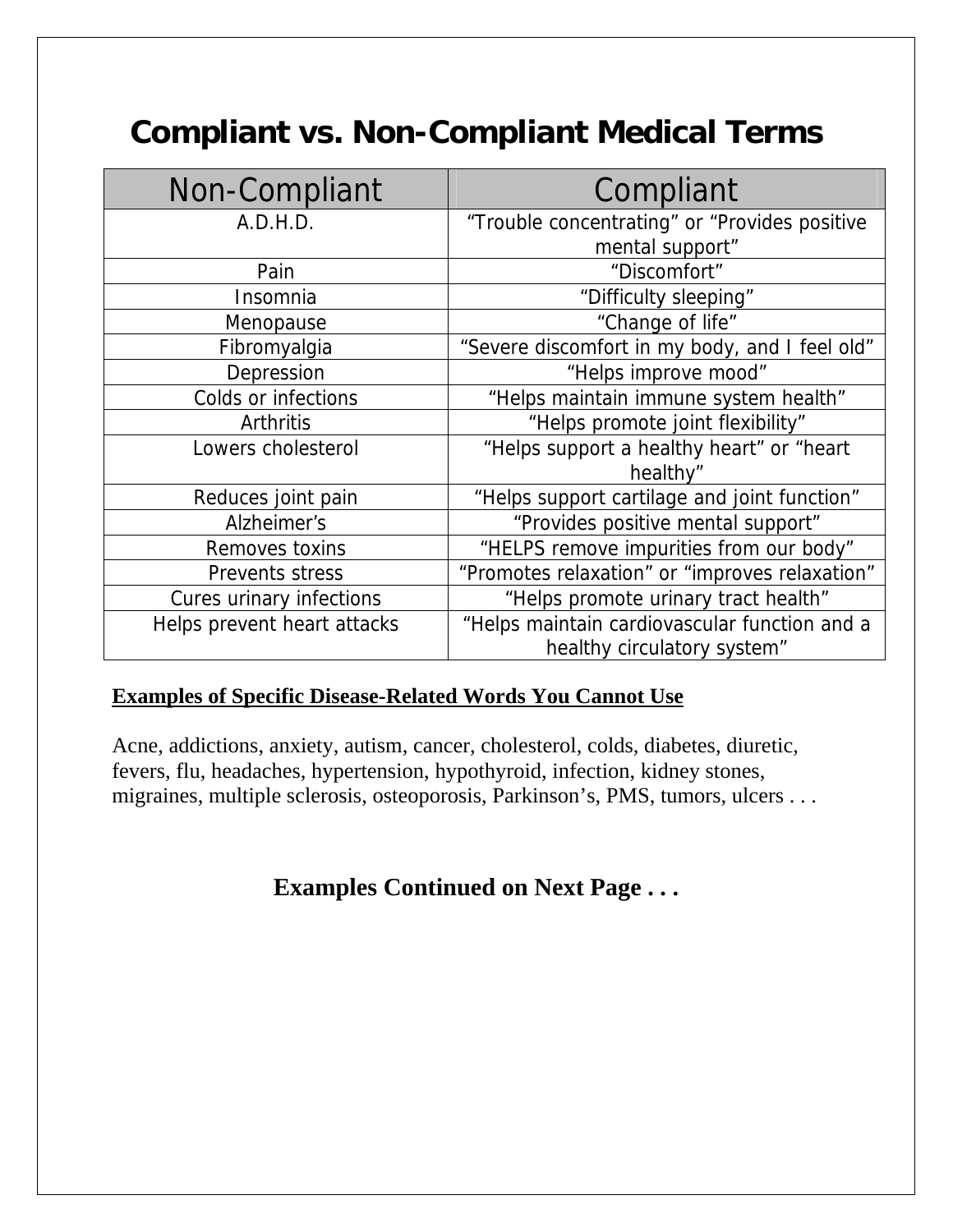# Compliant vs. Non-Compliant Medical Terms

| Non-Compliant | Compliant |
|---|---|
| A.D.H.D. | "Trouble concentrating" or "Provides positive mental support" |
| Pain | "Discomfort" |
| Insomnia | "Difficulty sleeping" |
| Menopause | "Change of life" |
| Fibromyalgia | "Severe discomfort in my body, and I feel old" |
| Depression | "Helps improve mood" |
| Colds or infections | "Helps maintain immune system health" |
| Arthritis | "Helps promote joint flexibility" |
| Lowers cholesterol | "Helps support a healthy heart" or "heart healthy" |
| Reduces joint pain | "Helps support cartilage and joint function" |
| Alzheimer's | "Provides positive mental support" |
| Removes toxins | "HELPS remove impurities from our body" |
| Prevents stress | "Promotes relaxation" or "improves relaxation" |
| Cures urinary infections | "Helps promote urinary tract health" |
| Helps prevent heart attacks | "Helps maintain cardiovascular function and a healthy circulatory system" |

**Examples of Specific Disease-Related Words You Cannot Use**

Acne, addictions, anxiety, autism, cancer, cholesterol, colds, diabetes, diuretic, fevers, flu, headaches, hypertension, hypothyroid, infection, kidney stones, migraines, multiple sclerosis, osteoporosis, Parkinson's, PMS, tumors, ulcers . . .

**Examples Continued on Next Page . . .**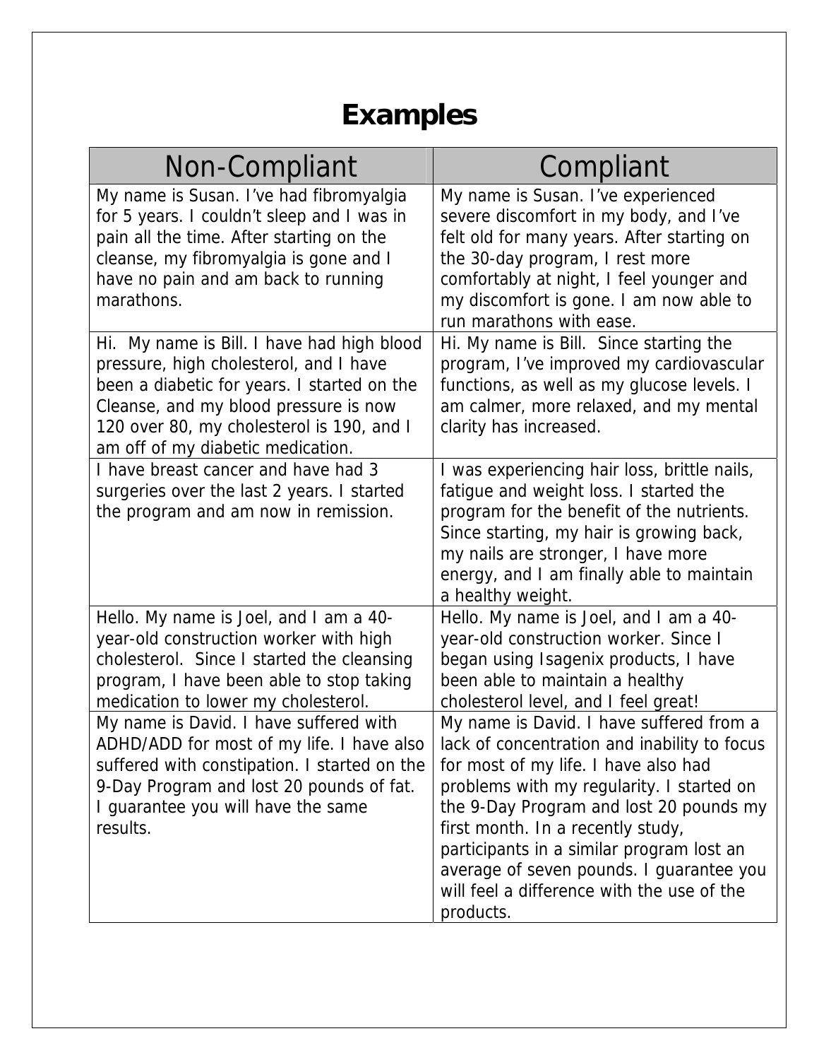# Examples

| Non-Compliant | Compliant |
|---|---|
| My name is Susan. I've had fibromyalgia for 5 years. I couldn't sleep and I was in pain all the time. After starting on the cleanse, my fibromyalgia is gone and I have no pain and am back to running marathons. | My name is Susan. I've experienced severe discomfort in my body, and I've felt old for many years. After starting on the 30-day program, I rest more comfortably at night, I feel younger and my discomfort is gone. I am now able to run marathons with ease. |
| Hi. My name is Bill. I have had high blood pressure, high cholesterol, and I have been a diabetic for years. I started on the Cleanse, and my blood pressure is now 120 over 80, my cholesterol is 190, and I am off of my diabetic medication. | Hi. My name is Bill. Since starting the program, I've improved my cardiovascular functions, as well as my glucose levels. I am calmer, more relaxed, and my mental clarity has increased. |
| I have breast cancer and have had 3 surgeries over the last 2 years. I started the program and am now in remission. | I was experiencing hair loss, brittle nails, fatigue and weight loss. I started the program for the benefit of the nutrients. Since starting, my hair is growing back, my nails are stronger, I have more energy, and I am finally able to maintain a healthy weight. |
| Hello. My name is Joel, and I am a 40-year-old construction worker with high cholesterol. Since I started the cleansing program, I have been able to stop taking medication to lower my cholesterol. | Hello. My name is Joel, and I am a 40-year-old construction worker. Since I began using Isagenix products, I have been able to maintain a healthy cholesterol level, and I feel great! |
| My name is David. I have suffered with ADHD/ADD for most of my life. I have also suffered with constipation. I started on the 9-Day Program and lost 20 pounds of fat. I guarantee you will have the same results. | My name is David. I have suffered from a lack of concentration and inability to focus for most of my life. I have also had problems with my regularity. I started on the 9-Day Program and lost 20 pounds my first month. In a recently study, participants in a similar program lost an average of seven pounds. I guarantee you will feel a difference with the use of the products. |